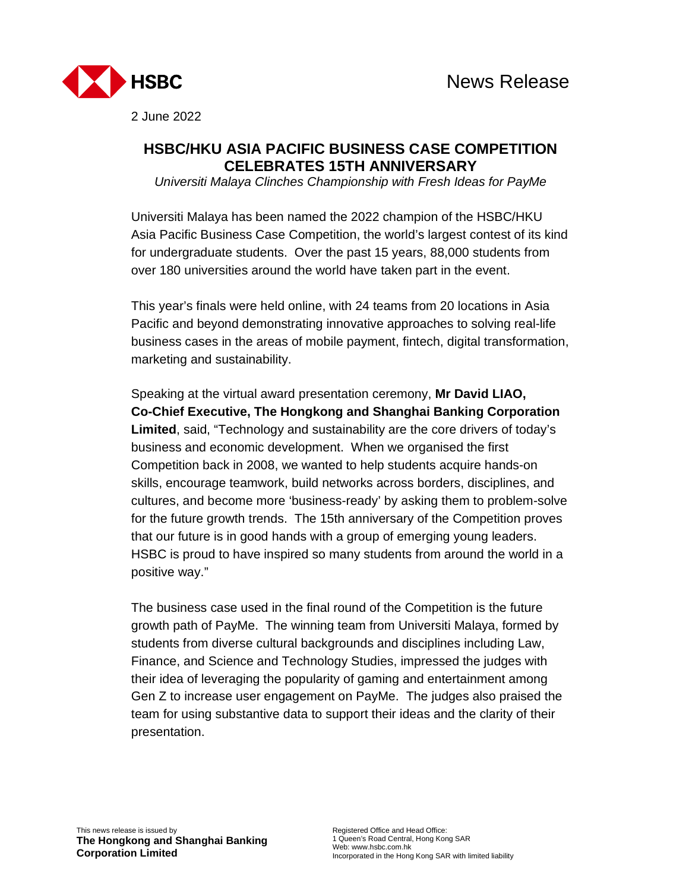**HSBC** News Release

2 June 2022

# HSBC/HKU ASIA PACIFIC BUSINESS CASE COMPETITION CELEBRATES 15TH ANNIVERSARY

*Universiti Malaya Clinches Championship with Fresh Ideas for PayMe*

Universiti Malaya has been named the 2022 champion of the HSBC/HKU Asia Pacific Business Case Competition, the world's largest contest of its kind for undergraduate students. Over the past 15 years, 88,000 students from over 180 universities around the world have taken part in the event.

This year's finals were held online, with 24 teams from 20 locations in Asia Pacific and beyond demonstrating innovative approaches to solving real-life business cases in the areas of mobile payment, fintech, digital transformation, marketing and sustainability.

Speaking at the virtual award presentation ceremony, **Mr David LIAO, Co-Chief Executive, The Hongkong and Shanghai Banking Corporation Limited**, said, "Technology and sustainability are the core drivers of today's business and economic development. When we organised the first Competition back in 2008, we wanted to help students acquire hands-on skills, encourage teamwork, build networks across borders, disciplines, and cultures, and become more 'business-ready' by asking them to problem-solve for the future growth trends. The 15th anniversary of the Competition proves that our future is in good hands with a group of emerging young leaders. HSBC is proud to have inspired so many students from around the world in a positive way."

The business case used in the final round of the Competition is the future growth path of PayMe. The winning team from Universiti Malaya, formed by students from diverse cultural backgrounds and disciplines including Law, Finance, and Science and Technology Studies, impressed the judges with their idea of leveraging the popularity of gaming and entertainment among Gen Z to increase user engagement on PayMe. The judges also praised the team for using substantive data to support their ideas and the clarity of their presentation.

This news release is issued by
**The Hongkong and Shanghai Banking Corporation Limited**

Registered Office and Head Office:
1 Queen's Road Central, Hong Kong SAR
Web: www.hsbc.com.hk
Incorporated in the Hong Kong SAR with limited liability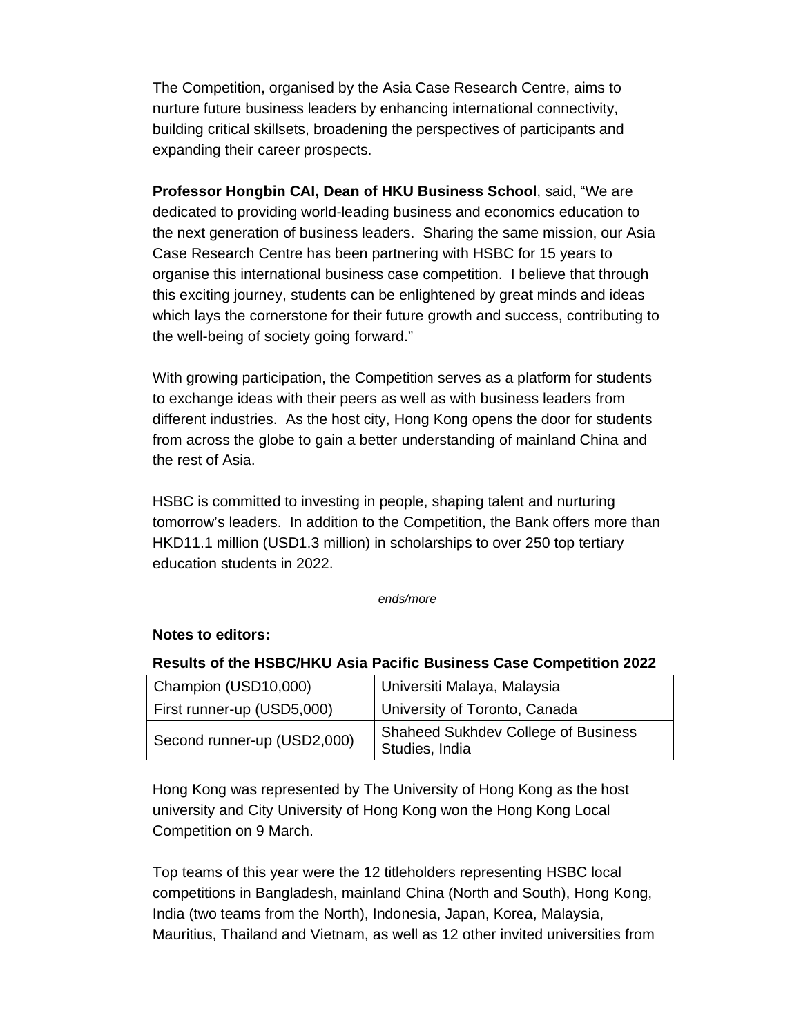The Competition, organised by the Asia Case Research Centre, aims to nurture future business leaders by enhancing international connectivity, building critical skillsets, broadening the perspectives of participants and expanding their career prospects.

**Professor Hongbin CAI, Dean of HKU Business School**, said, "We are dedicated to providing world-leading business and economics education to the next generation of business leaders. Sharing the same mission, our Asia Case Research Centre has been partnering with HSBC for 15 years to organise this international business case competition. I believe that through this exciting journey, students can be enlightened by great minds and ideas which lays the cornerstone for their future growth and success, contributing to the well-being of society going forward."

With growing participation, the Competition serves as a platform for students to exchange ideas with their peers as well as with business leaders from different industries. As the host city, Hong Kong opens the door for students from across the globe to gain a better understanding of mainland China and the rest of Asia.

HSBC is committed to investing in people, shaping talent and nurturing tomorrow's leaders. In addition to the Competition, the Bank offers more than HKD11.1 million (USD1.3 million) in scholarships to over 250 top tertiary education students in 2022.

*ends/more*

**Notes to editors:**

**Results of the HSBC/HKU Asia Pacific Business Case Competition 2022**

| Award | University |
|---|---|
| Champion (USD10,000) | Universiti Malaya, Malaysia |
| First runner-up (USD5,000) | University of Toronto, Canada |
| Second runner-up (USD2,000) | Shaheed Sukhdev College of Business Studies, India |

Hong Kong was represented by The University of Hong Kong as the host university and City University of Hong Kong won the Hong Kong Local Competition on 9 March.

Top teams of this year were the 12 titleholders representing HSBC local competitions in Bangladesh, mainland China (North and South), Hong Kong, India (two teams from the North), Indonesia, Japan, Korea, Malaysia, Mauritius, Thailand and Vietnam, as well as 12 other invited universities from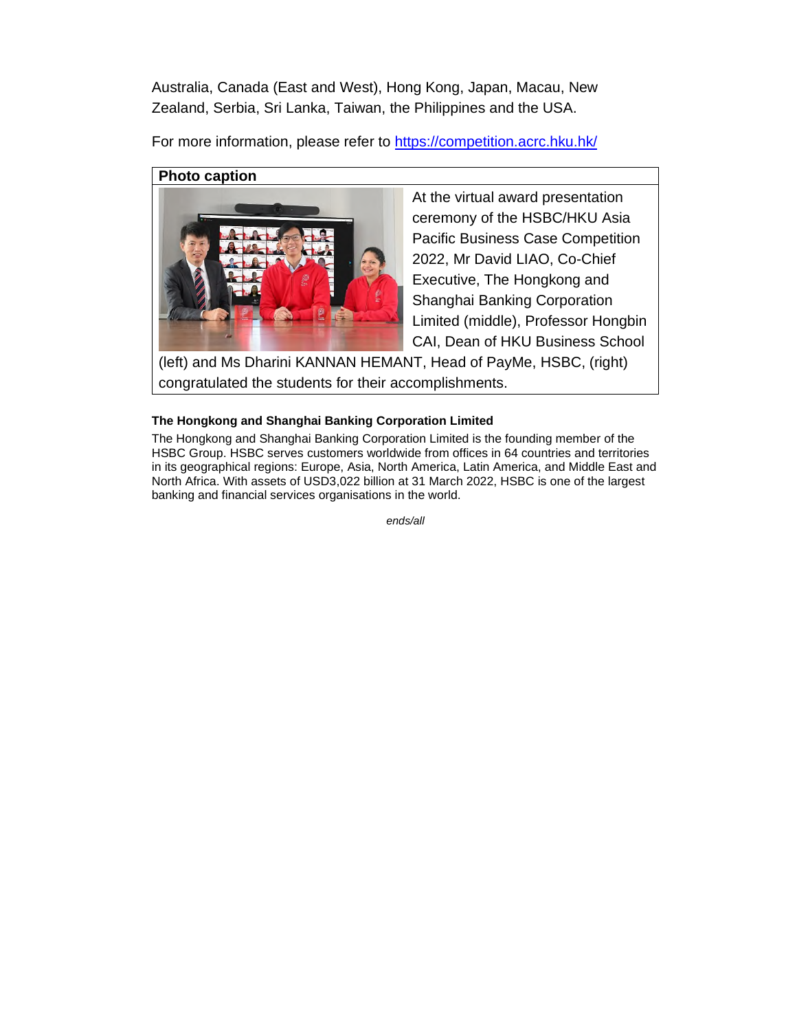Australia, Canada (East and West), Hong Kong, Japan, Macau, New Zealand, Serbia, Sri Lanka, Taiwan, the Philippines and the USA.

For more information, please refer to https://competition.acrc.hku.hk/

**Photo caption**

At the virtual award presentation ceremony of the HSBC/HKU Asia Pacific Business Case Competition 2022, Mr David LIAO, Co-Chief Executive, The Hongkong and Shanghai Banking Corporation Limited (middle), Professor Hongbin CAI, Dean of HKU Business School (left) and Ms Dharini KANNAN HEMANT, Head of PayMe, HSBC, (right) congratulated the students for their accomplishments.

**The Hongkong and Shanghai Banking Corporation Limited**

The Hongkong and Shanghai Banking Corporation Limited is the founding member of the HSBC Group. HSBC serves customers worldwide from offices in 64 countries and territories in its geographical regions: Europe, Asia, North America, Latin America, and Middle East and North Africa. With assets of USD3,022 billion at 31 March 2022, HSBC is one of the largest banking and financial services organisations in the world.

*ends/all*